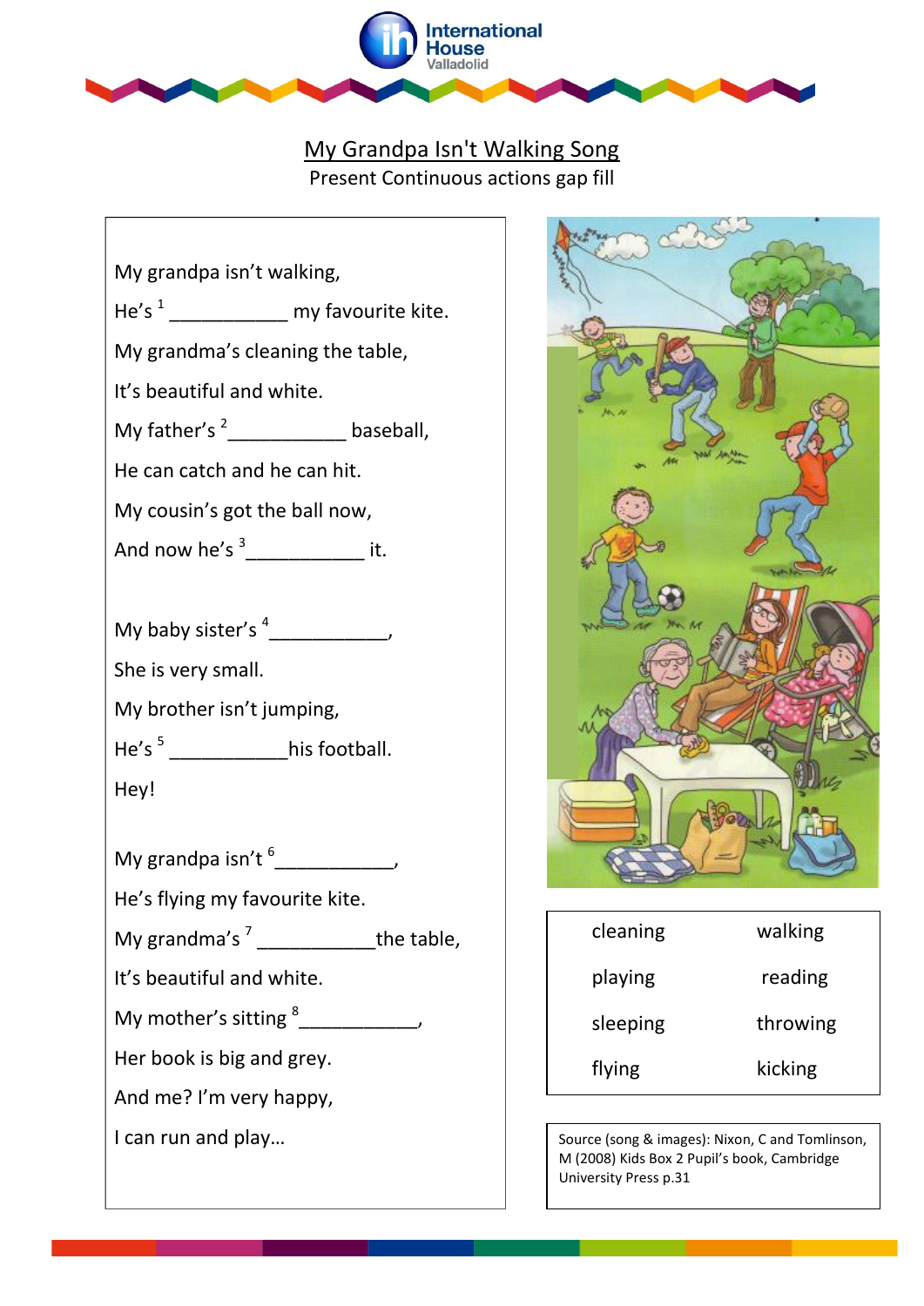# My Grandpa Isn't Walking Song

Present Continuous actions gap fill

My grandpa isn't walking,

He's [1] ___________ my favourite kite.

My grandma's cleaning the table,

It's beautiful and white.

My father's [2] ___________ baseball,

He can catch and he can hit.

My cousin's got the ball now,

And now he's [3] ___________ it.

My baby sister's [4] ___________,

She is very small.

My brother isn't jumping,

He's [5] ___________his football.

Hey!

My grandpa isn't [6] ___________,

He's flying my favourite kite.

My grandma's [7] ___________the table,

It's beautiful and white.

My mother's sitting [8] ___________,

Her book is big and grey.

And me? I'm very happy,

I can run and play…

| cleaning | walking |
|---|---|
| playing | reading |
| sleeping | throwing |
| flying | kicking |

Source (song & images): Nixon, C and Tomlinson, M (2008) Kids Box 2 Pupil's book, Cambridge University Press p.31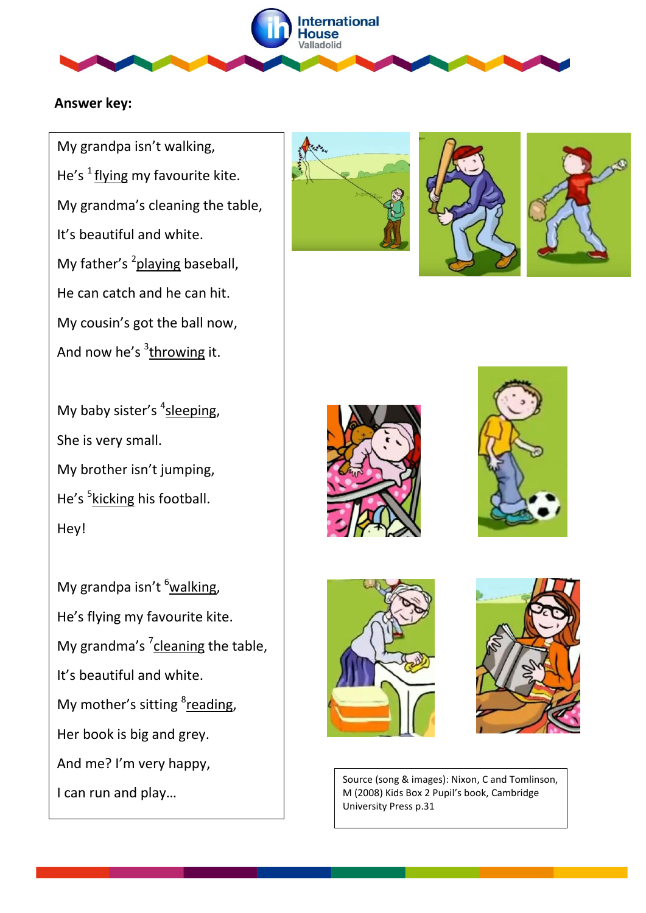**Answer key:**

My grandpa isn't walking,

He's [1] flying my favourite kite.

My grandma's cleaning the table,

It's beautiful and white.

My father's [2] playing baseball,

He can catch and he can hit.

My cousin's got the ball now,

And now he's [3] throwing it.

My baby sister's [4] sleeping,

She is very small.

My brother isn't jumping,

He's [5] kicking his football.

Hey!

My grandpa isn't [6] walking,

He's flying my favourite kite.

My grandma's [7] cleaning the table,

It's beautiful and white.

My mother's sitting [8] reading,

Her book is big and grey.

And me? I'm very happy,

I can run and play…

Source (song & images): Nixon, C and Tomlinson, M (2008) Kids Box 2 Pupil's book, Cambridge University Press p.31